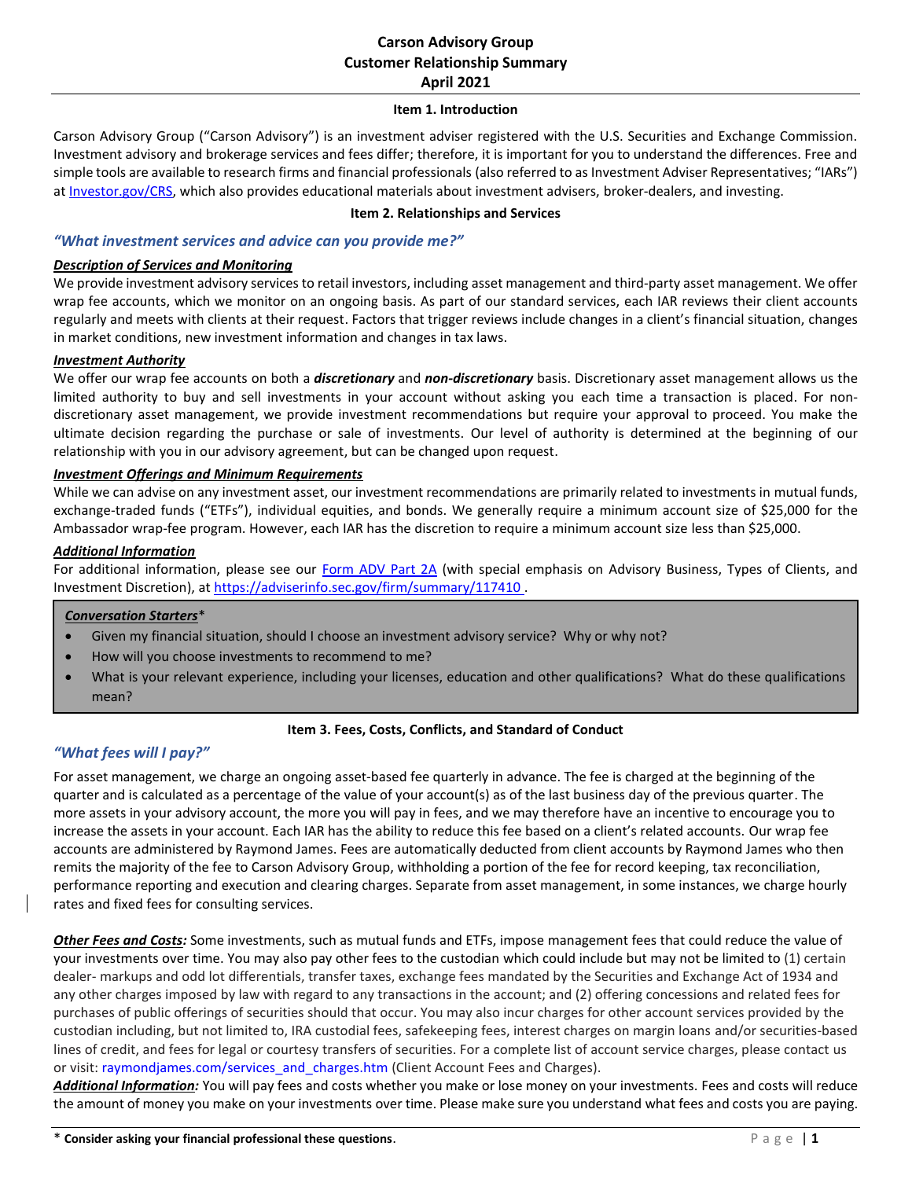# Carson Advisory Group
# Customer Relationship Summary
# April 2021

## Item 1. Introduction

Carson Advisory Group ("Carson Advisory") is an investment adviser registered with the U.S. Securities and Exchange Commission. Investment advisory and brokerage services and fees differ; therefore, it is important for you to understand the differences. Free and simple tools are available to research firms and financial professionals (also referred to as Investment Adviser Representatives; "IARs") at [Investor.gov/CRS](Investor.gov/CRS), which also provides educational materials about investment advisers, broker-dealers, and investing.

## Item 2. Relationships and Services

### *"What investment services and advice can you provide me?"*

***Description of Services and Monitoring***

We provide investment advisory services to retail investors, including asset management and third-party asset management. We offer wrap fee accounts, which we monitor on an ongoing basis. As part of our standard services, each IAR reviews their client accounts regularly and meets with clients at their request. Factors that trigger reviews include changes in a client's financial situation, changes in market conditions, new investment information and changes in tax laws.

***Investment Authority***

We offer our wrap fee accounts on both a ***discretionary*** and ***non-discretionary*** basis. Discretionary asset management allows us the limited authority to buy and sell investments in your account without asking you each time a transaction is placed. For non-discretionary asset management, we provide investment recommendations but require your approval to proceed. You make the ultimate decision regarding the purchase or sale of investments. Our level of authority is determined at the beginning of our relationship with you in our advisory agreement, but can be changed upon request.

***Investment Offerings and Minimum Requirements***

While we can advise on any investment asset, our investment recommendations are primarily related to investments in mutual funds, exchange-traded funds ("ETFs"), individual equities, and bonds. We generally require a minimum account size of $25,000 for the Ambassador wrap-fee program. However, each IAR has the discretion to require a minimum account size less than $25,000.

***Additional Information***

For additional information, please see our [Form ADV Part 2A](https://adviserinfo.sec.gov/firm/summary/117410) (with special emphasis on Advisory Business, Types of Clients, and Investment Discretion), at https://adviserinfo.sec.gov/firm/summary/117410 .

***Conversation Starters****

- Given my financial situation, should I choose an investment advisory service? Why or why not?
- How will you choose investments to recommend to me?
- What is your relevant experience, including your licenses, education and other qualifications? What do these qualifications mean?

## Item 3. Fees, Costs, Conflicts, and Standard of Conduct

### *"What fees will I pay?"*

For asset management, we charge an ongoing asset-based fee quarterly in advance. The fee is charged at the beginning of the quarter and is calculated as a percentage of the value of your account(s) as of the last business day of the previous quarter. The more assets in your advisory account, the more you will pay in fees, and we may therefore have an incentive to encourage you to increase the assets in your account. Each IAR has the ability to reduce this fee based on a client's related accounts. Our wrap fee accounts are administered by Raymond James. Fees are automatically deducted from client accounts by Raymond James who then remits the majority of the fee to Carson Advisory Group, withholding a portion of the fee for record keeping, tax reconciliation, performance reporting and execution and clearing charges. Separate from asset management, in some instances, we charge hourly rates and fixed fees for consulting services.

***Other Fees and Costs:*** Some investments, such as mutual funds and ETFs, impose management fees that could reduce the value of your investments over time. You may also pay other fees to the custodian which could include but may not be limited to (1) certain dealer- markups and odd lot differentials, transfer taxes, exchange fees mandated by the Securities and Exchange Act of 1934 and any other charges imposed by law with regard to any transactions in the account; and (2) offering concessions and related fees for purchases of public offerings of securities should that occur. You may also incur charges for other account services provided by the custodian including, but not limited to, IRA custodial fees, safekeeping fees, interest charges on margin loans and/or securities-based lines of credit, and fees for legal or courtesy transfers of securities. For a complete list of account service charges, please contact us or visit: raymondjames.com/services_and_charges.htm (Client Account Fees and Charges).

***Additional Information:*** You will pay fees and costs whether you make or lose money on your investments. Fees and costs will reduce the amount of money you make on your investments over time. Please make sure you understand what fees and costs you are paying.

\* **Consider asking your financial professional these questions.**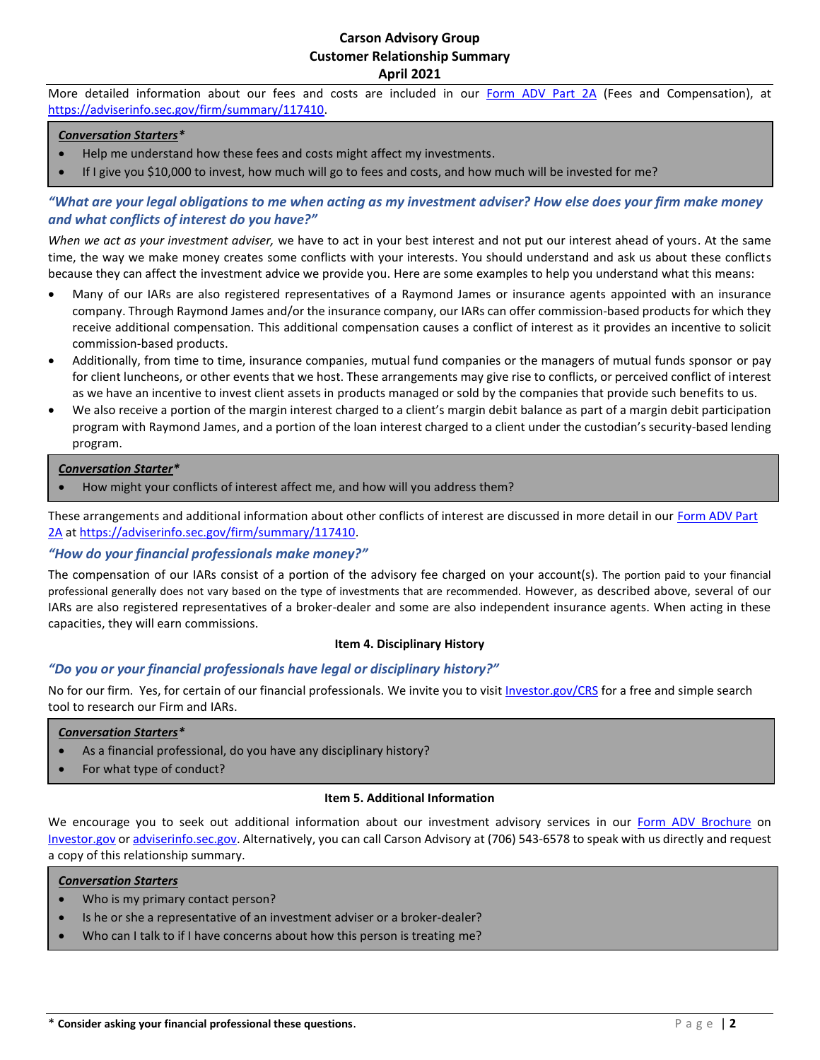More detailed information about our fees and costs are included in our Form ADV Part 2A (Fees and Compensation), at https://adviserinfo.sec.gov/firm/summary/117410.

> ***Conversation Starters****
> - Help me understand how these fees and costs might affect my investments.
> - If I give you $10,000 to invest, how much will go to fees and costs, and how much will be invested for me?

### *"What are your legal obligations to me when acting as my investment adviser? How else does your firm make money and what conflicts of interest do you have?"*

*When we act as your investment adviser,* we have to act in your best interest and not put our interest ahead of yours. At the same time, the way we make money creates some conflicts with your interests. You should understand and ask us about these conflicts because they can affect the investment advice we provide you. Here are some examples to help you understand what this means:

- Many of our IARs are also registered representatives of a Raymond James or insurance agents appointed with an insurance company. Through Raymond James and/or the insurance company, our IARs can offer commission-based products for which they receive additional compensation. This additional compensation causes a conflict of interest as it provides an incentive to solicit commission-based products.
- Additionally, from time to time, insurance companies, mutual fund companies or the managers of mutual funds sponsor or pay for client luncheons, or other events that we host. These arrangements may give rise to conflicts, or perceived conflict of interest as we have an incentive to invest client assets in products managed or sold by the companies that provide such benefits to us.
- We also receive a portion of the margin interest charged to a client's margin debit balance as part of a margin debit participation program with Raymond James, and a portion of the loan interest charged to a client under the custodian's security-based lending program.

> ***Conversation Starter****
> - How might your conflicts of interest affect me, and how will you address them?

These arrangements and additional information about other conflicts of interest are discussed in more detail in our Form ADV Part 2A at https://adviserinfo.sec.gov/firm/summary/117410.

### *"How do your financial professionals make money?"*

The compensation of our IARs consist of a portion of the advisory fee charged on your account(s). The portion paid to your financial professional generally does not vary based on the type of investments that are recommended. However, as described above, several of our IARs are also registered representatives of a broker-dealer and some are also independent insurance agents. When acting in these capacities, they will earn commissions.

## Item 4. Disciplinary History

### *"Do you or your financial professionals have legal or disciplinary history?"*

No for our firm. Yes, for certain of our financial professionals. We invite you to visit Investor.gov/CRS for a free and simple search tool to research our Firm and IARs.

> ***Conversation Starters****
> - As a financial professional, do you have any disciplinary history?
> - For what type of conduct?

## Item 5. Additional Information

We encourage you to seek out additional information about our investment advisory services in our Form ADV Brochure on Investor.gov or adviserinfo.sec.gov. Alternatively, you can call Carson Advisory at (706) 543-6578 to speak with us directly and request a copy of this relationship summary.

> ***Conversation Starters***
> - Who is my primary contact person?
> - Is he or she a representative of an investment adviser or a broker-dealer?
> - Who can I talk to if I have concerns about how this person is treating me?

\* **Consider asking your financial professional these questions.**